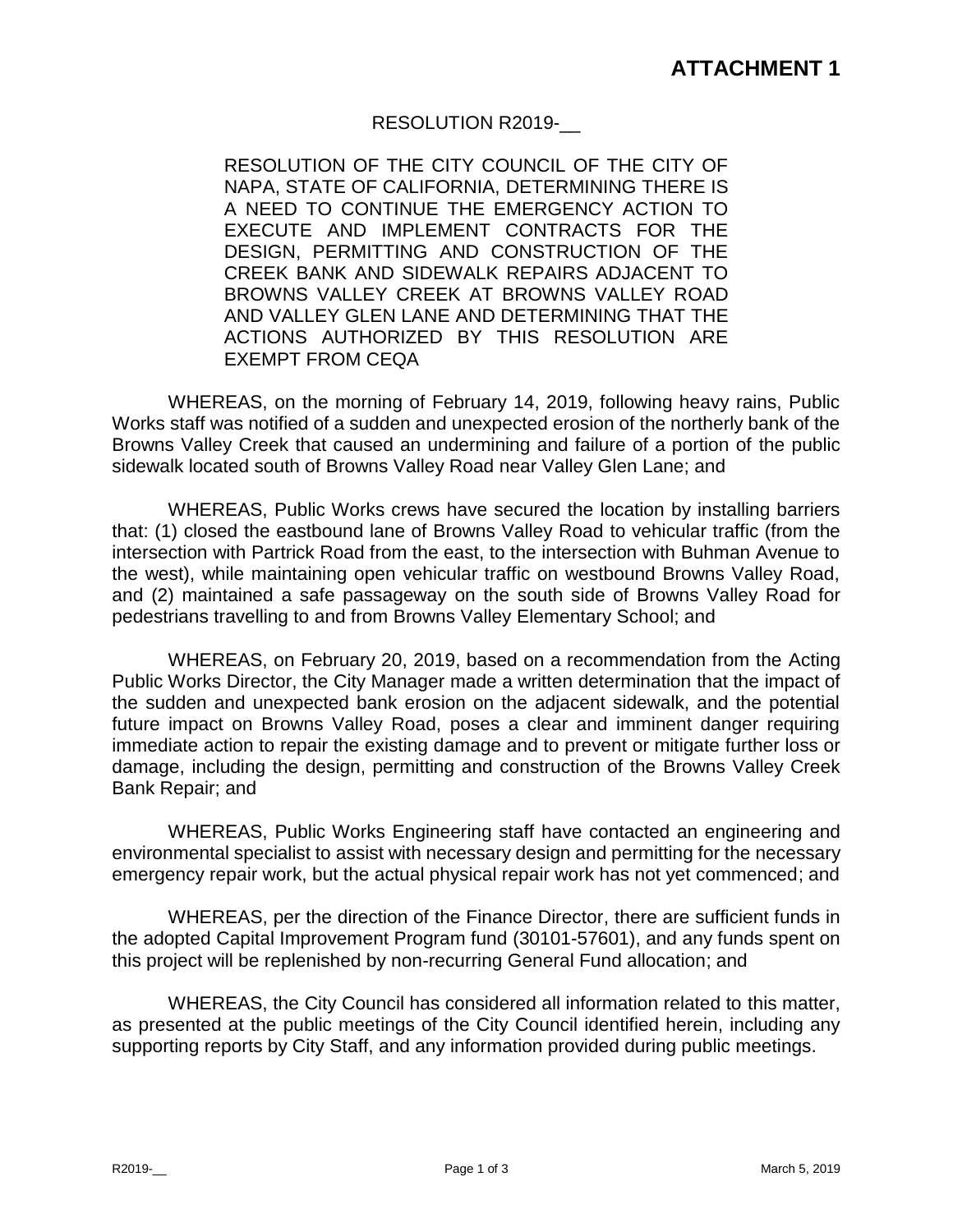**ATTACHMENT 1**

RESOLUTION R2019-__

RESOLUTION OF THE CITY COUNCIL OF THE CITY OF NAPA, STATE OF CALIFORNIA, DETERMINING THERE IS A NEED TO CONTINUE THE EMERGENCY ACTION TO EXECUTE AND IMPLEMENT CONTRACTS FOR THE DESIGN, PERMITTING AND CONSTRUCTION OF THE CREEK BANK AND SIDEWALK REPAIRS ADJACENT TO BROWNS VALLEY CREEK AT BROWNS VALLEY ROAD AND VALLEY GLEN LANE AND DETERMINING THAT THE ACTIONS AUTHORIZED BY THIS RESOLUTION ARE EXEMPT FROM CEQA

WHEREAS, on the morning of February 14, 2019, following heavy rains, Public Works staff was notified of a sudden and unexpected erosion of the northerly bank of the Browns Valley Creek that caused an undermining and failure of a portion of the public sidewalk located south of Browns Valley Road near Valley Glen Lane; and

WHEREAS, Public Works crews have secured the location by installing barriers that: (1) closed the eastbound lane of Browns Valley Road to vehicular traffic (from the intersection with Partrick Road from the east, to the intersection with Buhman Avenue to the west), while maintaining open vehicular traffic on westbound Browns Valley Road, and (2) maintained a safe passageway on the south side of Browns Valley Road for pedestrians travelling to and from Browns Valley Elementary School; and

WHEREAS, on February 20, 2019, based on a recommendation from the Acting Public Works Director, the City Manager made a written determination that the impact of the sudden and unexpected bank erosion on the adjacent sidewalk, and the potential future impact on Browns Valley Road, poses a clear and imminent danger requiring immediate action to repair the existing damage and to prevent or mitigate further loss or damage, including the design, permitting and construction of the Browns Valley Creek Bank Repair; and

WHEREAS, Public Works Engineering staff have contacted an engineering and environmental specialist to assist with necessary design and permitting for the necessary emergency repair work, but the actual physical repair work has not yet commenced; and

WHEREAS, per the direction of the Finance Director, there are sufficient funds in the adopted Capital Improvement Program fund (30101-57601), and any funds spent on this project will be replenished by non-recurring General Fund allocation; and

WHEREAS, the City Council has considered all information related to this matter, as presented at the public meetings of the City Council identified herein, including any supporting reports by City Staff, and any information provided during public meetings.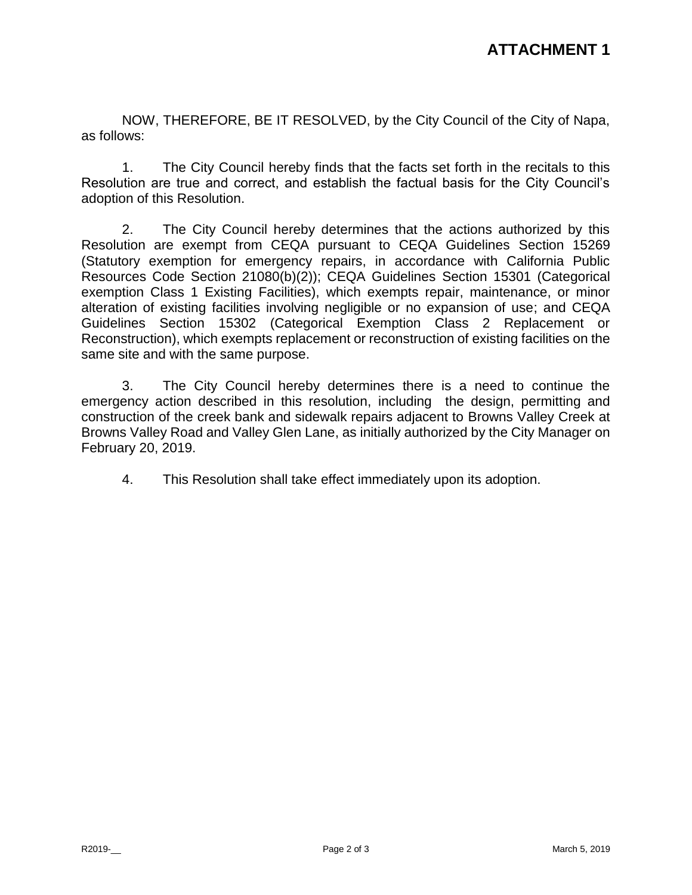**ATTACHMENT 1**

NOW, THEREFORE, BE IT RESOLVED, by the City Council of the City of Napa, as follows:

1. The City Council hereby finds that the facts set forth in the recitals to this Resolution are true and correct, and establish the factual basis for the City Council's adoption of this Resolution.

2. The City Council hereby determines that the actions authorized by this Resolution are exempt from CEQA pursuant to CEQA Guidelines Section 15269 (Statutory exemption for emergency repairs, in accordance with California Public Resources Code Section 21080(b)(2)); CEQA Guidelines Section 15301 (Categorical exemption Class 1 Existing Facilities), which exempts repair, maintenance, or minor alteration of existing facilities involving negligible or no expansion of use; and CEQA Guidelines Section 15302 (Categorical Exemption Class 2 Replacement or Reconstruction), which exempts replacement or reconstruction of existing facilities on the same site and with the same purpose.

3. The City Council hereby determines there is a need to continue the emergency action described in this resolution, including the design, permitting and construction of the creek bank and sidewalk repairs adjacent to Browns Valley Creek at Browns Valley Road and Valley Glen Lane, as initially authorized by the City Manager on February 20, 2019.

4. This Resolution shall take effect immediately upon its adoption.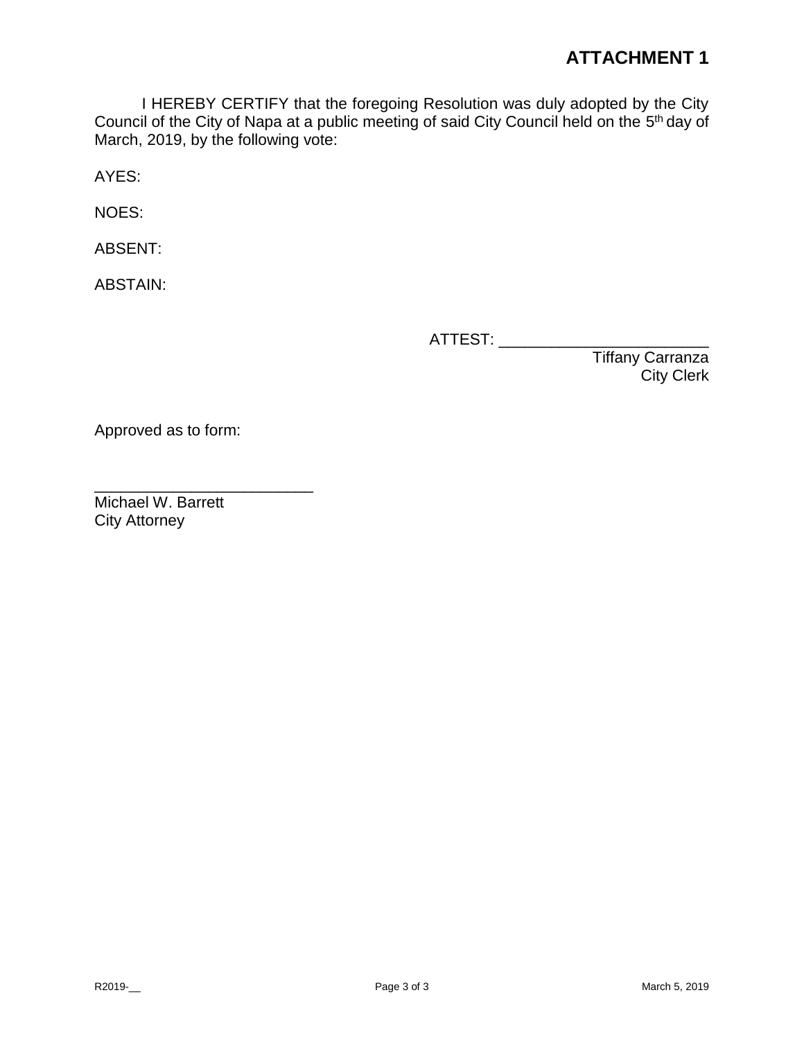**ATTACHMENT 1**

I HEREBY CERTIFY that the foregoing Resolution was duly adopted by the City Council of the City of Napa at a public meeting of said City Council held on the 5th day of March, 2019, by the following vote:

AYES:

NOES:

ABSENT:

ABSTAIN:

ATTEST: ________________________
Tiffany Carranza
City Clerk

Approved as to form:

_________________________
Michael W. Barrett
City Attorney